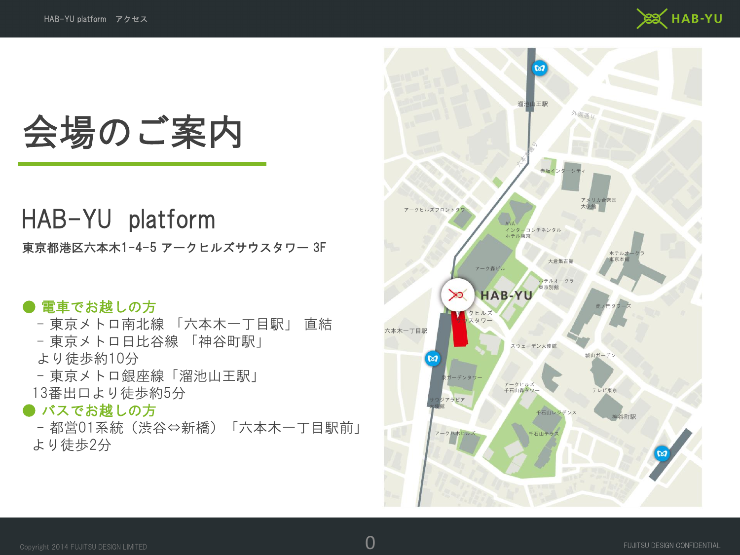# 会場のご案内

## HAB-YU platform

**東京都港区六本木1-4-5 アークヒルズサウスタワー 3F**

● 電車でお越しの方

- 東京メトロ南北線 「六本木一丁目駅」 直結
- 東京メトロ日比谷線 「神谷町駅」 より徒歩約10分
- 東京メトロ銀座線「溜池山王駅」 13番出口より徒歩約5分

● バスでお越しの方

- 都営01系統（渋谷⇔新橋）「六本木一丁目駅前」 より徒歩2分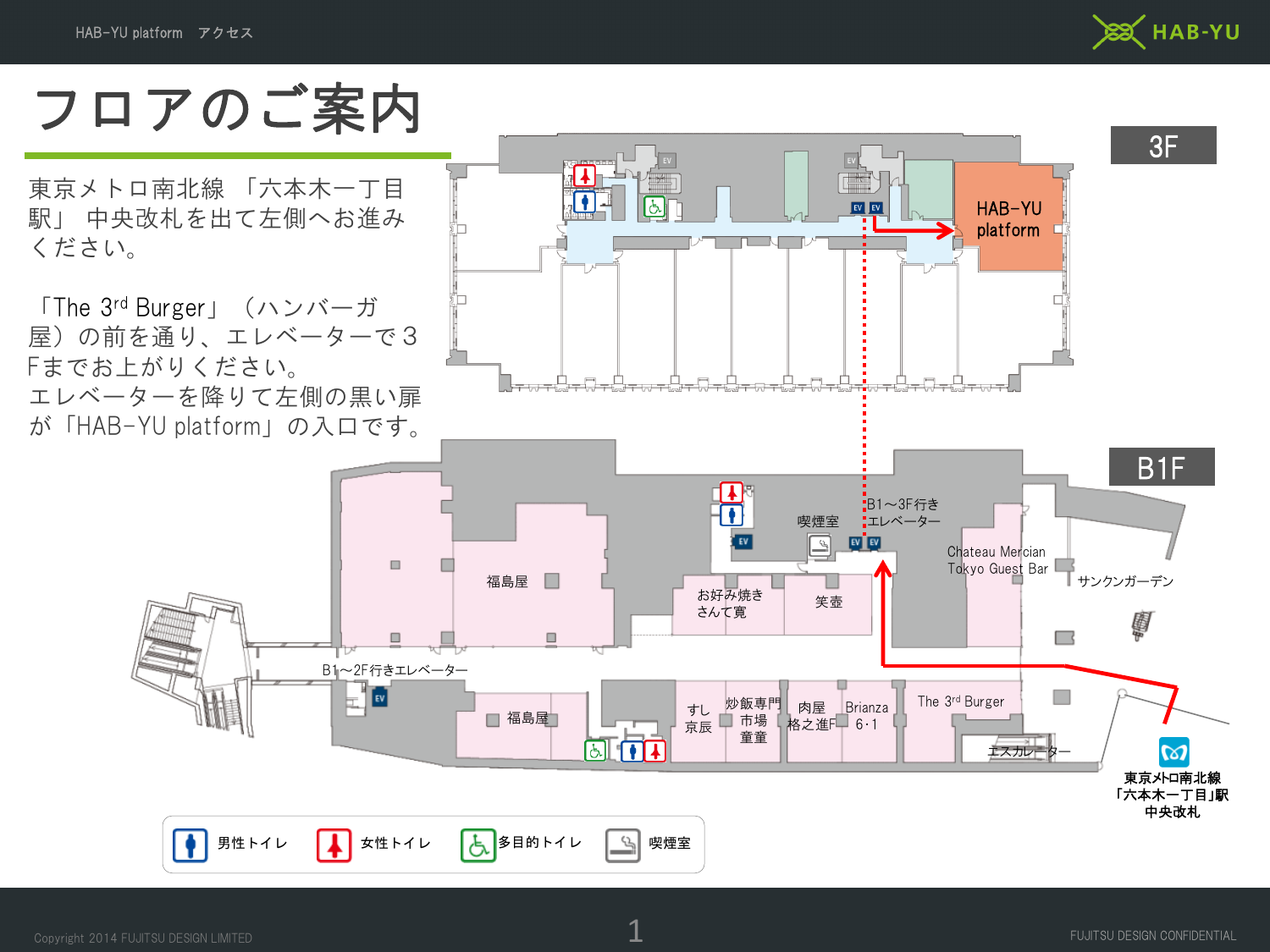# フロアのご案内

東京メトロ南北線 「六本木一丁目駅」 中央改札を出て左側へお進みください。

「The 3rd Burger」（ハンバーガ屋）の前を通り、エレベーターで３Fまでお上がりください。
エレベーターを降りて左側の黒い扉が「HAB-YU platform」の入口です。

3F

HAB-YU platform

B1F

B1～3F行きエレベーター

喫煙室

Chateau Mercian Tokyo Guest Bar

サンクンガーデン

福島屋

お好み焼き さんて寛

笑壺

B1～2F行きエレベーター

福島屋

すし 京辰

炒飯専門 市場 童童

肉屋 格之進F

Brianza 6・1

The 3rd Burger

エスカレーター

東京メトロ南北線「六本木一丁目」駅 中央改札

男性トイレ　女性トイレ　多目的トイレ　喫煙室

Copyright 2014 FUJITSU DESIGN LIMITED

FUJITSU DESIGN CONFIDENTIAL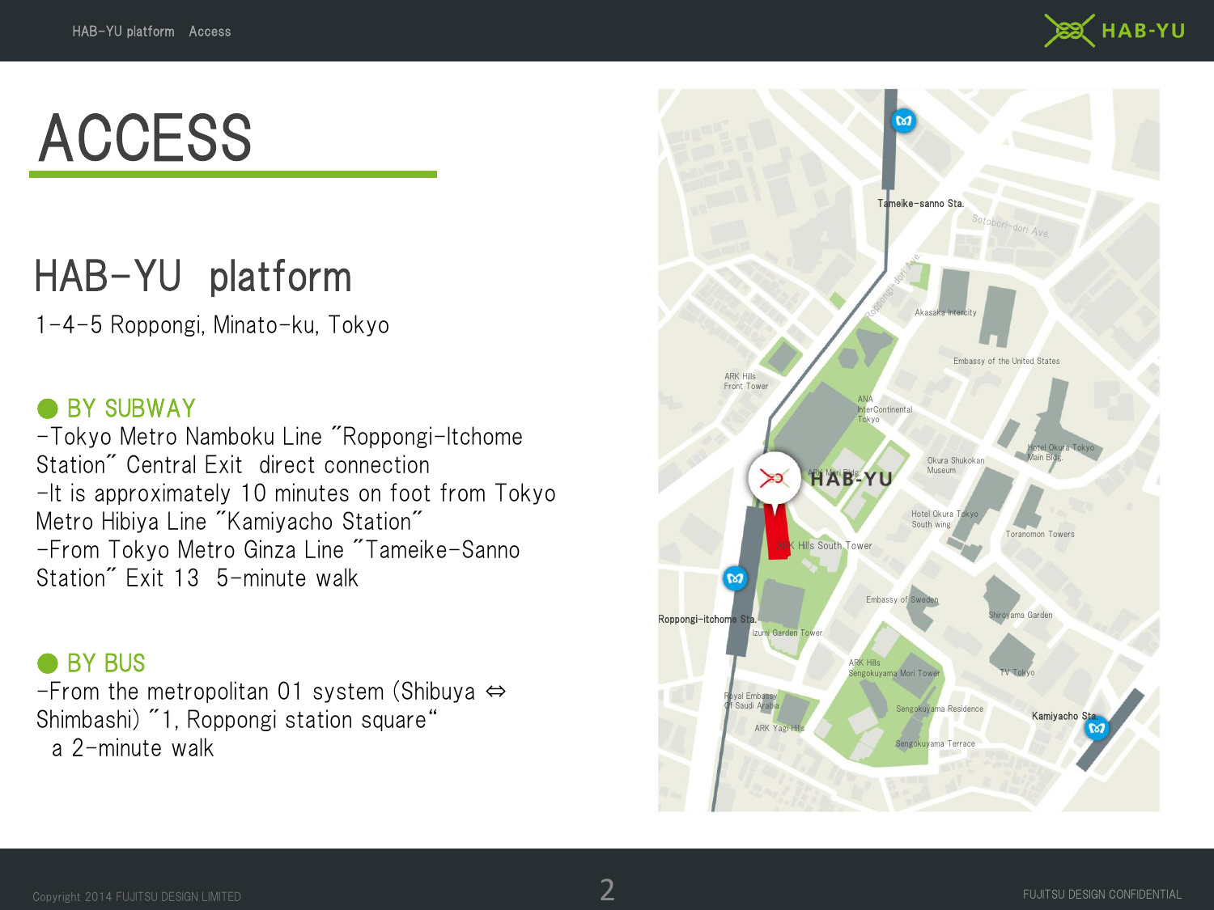# ACCESS

## HAB-YU platform

1-4-5 Roppongi, Minato-ku, Tokyo

### ● BY SUBWAY

-Tokyo Metro Namboku Line "Roppongi-Itchome Station" Central Exit direct connection
-It is approximately 10 minutes on foot from Tokyo Metro Hibiya Line "Kamiyacho Station"
-From Tokyo Metro Ginza Line "Tameike-Sanno Station" Exit 13 5-minute walk

### ● BY BUS

-From the metropolitan 01 system (Shibuya ⇔ Shimbashi) "1, Roppongi station square"
a 2-minute walk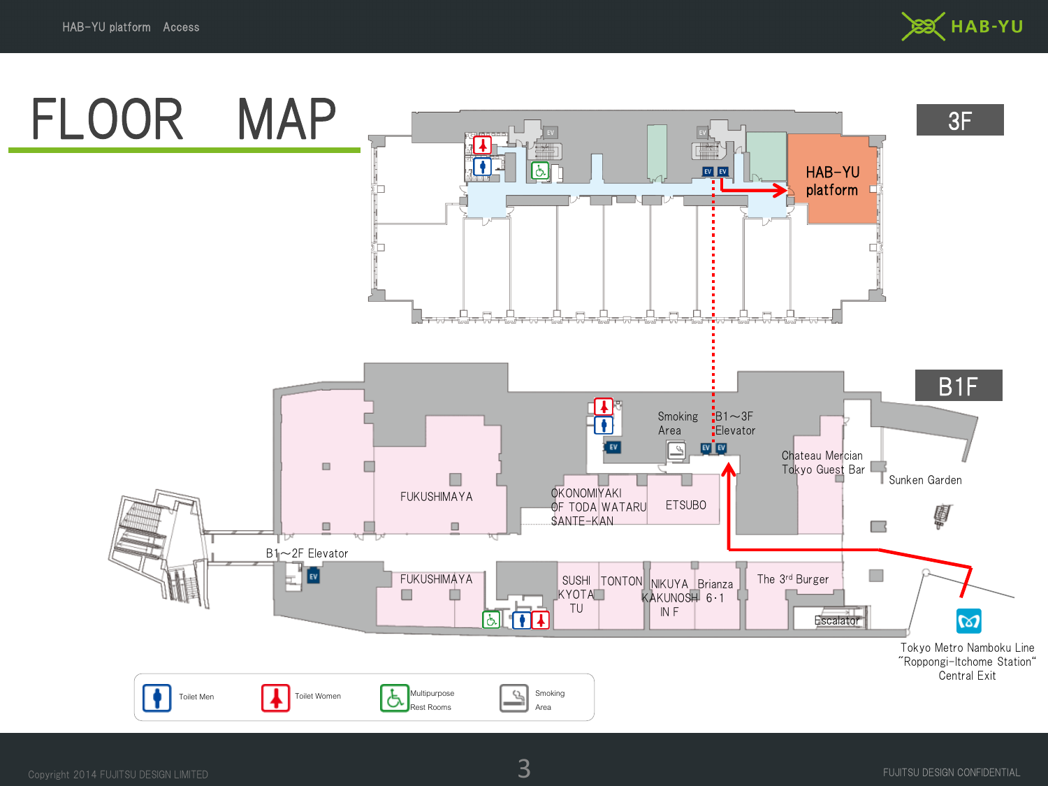# FLOOR MAP

3F

HAB-YU platform

B1F

Smoking Area

B1～3F Elevator

FUKUSHIMAYA

OKONOMIYAKI OF TODA WATARU SANTE-KAN

ETSUBO

Chateau Mercian Tokyo Guest Bar

Sunken Garden

B1～2F Elevator

FUKUSHIMAYA

SUSHI KYOTATU

TONTON

NIKUYA KAKUNOSHIN F

Brianza 6･1

The 3rd Burger

Escalator

Tokyo Metro Namboku Line "Roppongi-Itchome Station" Central Exit

Toilet Men

Toilet Women

Multipurpose Rest Rooms

Smoking Area

Copyright 2014 FUJITSU DESIGN LIMITED

FUJITSU DESIGN CONFIDENTIAL